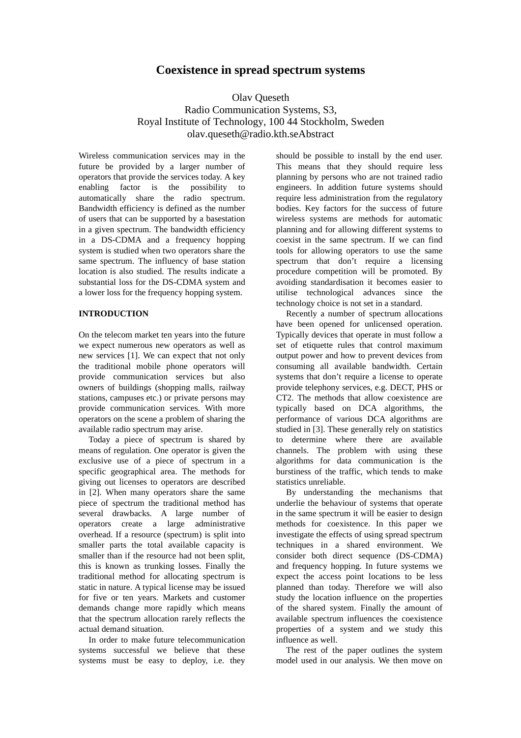# Coexistence in spread spectrum systems

Olav Queseth
Radio Communication Systems, S3,
Royal Institute of Technology, 100 44 Stockholm, Sweden
olav.queseth@radio.kth.se

## Abstract

Wireless communication services may in the future be provided by a larger number of operators that provide the services today. A key enabling factor is the possibility to automatically share the radio spectrum. Bandwidth efficiency is defined as the number of users that can be supported by a basestation in a given spectrum. The bandwidth efficiency in a DS-CDMA and a frequency hopping system is studied when two operators share the same spectrum. The influency of base station location is also studied. The results indicate a substantial loss for the DS-CDMA system and a lower loss for the frequency hopping system.

## INTRODUCTION

On the telecom market ten years into the future we expect numerous new operators as well as new services [1]. We can expect that not only the traditional mobile phone operators will provide communication services but also owners of buildings (shopping malls, railway stations, campuses etc.) or private persons may provide communication services. With more operators on the scene a problem of sharing the available radio spectrum may arise.

Today a piece of spectrum is shared by means of regulation. One operator is given the exclusive use of a piece of spectrum in a specific geographical area. The methods for giving out licenses to operators are described in [2]. When many operators share the same piece of spectrum the traditional method has several drawbacks. A large number of operators create a large administrative overhead. If a resource (spectrum) is split into smaller parts the total available capacity is smaller than if the resource had not been split, this is known as trunking losses. Finally the traditional method for allocating spectrum is static in nature. A typical license may be issued for five or ten years. Markets and customer demands change more rapidly which means that the spectrum allocation rarely reflects the actual demand situation.

In order to make future telecommunication systems successful we believe that these systems must be easy to deploy, i.e. they should be possible to install by the end user. This means that they should require less planning by persons who are not trained radio engineers. In addition future systems should require less administration from the regulatory bodies. Key factors for the success of future wireless systems are methods for automatic planning and for allowing different systems to coexist in the same spectrum. If we can find tools for allowing operators to use the same spectrum that don't require a licensing procedure competition will be promoted. By avoiding standardisation it becomes easier to utilise technological advances since the technology choice is not set in a standard.

Recently a number of spectrum allocations have been opened for unlicensed operation. Typically devices that operate in must follow a set of etiquette rules that control maximum output power and how to prevent devices from consuming all available bandwidth. Certain systems that don't require a license to operate provide telephony services, e.g. DECT, PHS or CT2. The methods that allow coexistence are typically based on DCA algorithms, the performance of various DCA algorithms are studied in [3]. These generally rely on statistics to determine where there are available channels. The problem with using these algorithms for data communication is the burstiness of the traffic, which tends to make statistics unreliable.

By understanding the mechanisms that underlie the behaviour of systems that operate in the same spectrum it will be easier to design methods for coexistence. In this paper we investigate the effects of using spread spectrum techniques in a shared environment. We consider both direct sequence (DS-CDMA) and frequency hopping. In future systems we expect the access point locations to be less planned than today. Therefore we will also study the location influence on the properties of the shared system. Finally the amount of available spectrum influences the coexistence properties of a system and we study this influence as well.

The rest of the paper outlines the system model used in our analysis. We then move on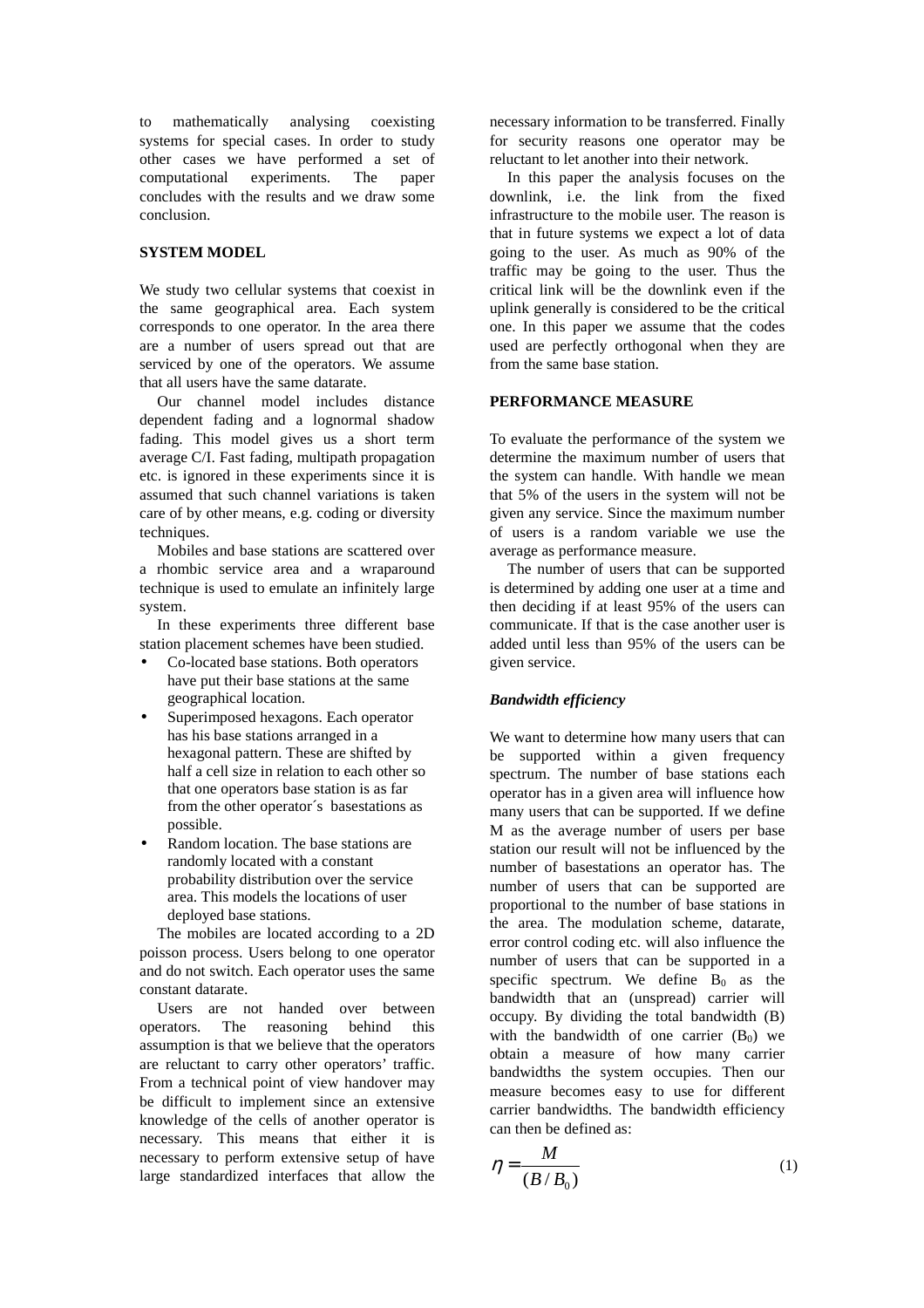to mathematically analysing coexisting systems for special cases. In order to study other cases we have performed a set of computational experiments. The paper concludes with the results and we draw some conclusion.

## SYSTEM MODEL

We study two cellular systems that coexist in the same geographical area. Each system corresponds to one operator. In the area there are a number of users spread out that are serviced by one of the operators. We assume that all users have the same datarate.

Our channel model includes distance dependent fading and a lognormal shadow fading. This model gives us a short term average C/I. Fast fading, multipath propagation etc. is ignored in these experiments since it is assumed that such channel variations is taken care of by other means, e.g. coding or diversity techniques.

Mobiles and base stations are scattered over a rhombic service area and a wraparound technique is used to emulate an infinitely large system.

In these experiments three different base station placement schemes have been studied.

- Co-located base stations. Both operators have put their base stations at the same geographical location.
- Superimposed hexagons. Each operator has his base stations arranged in a hexagonal pattern. These are shifted by half a cell size in relation to each other so that one operators base station is as far from the other operator´s basestations as possible.
- Random location. The base stations are randomly located with a constant probability distribution over the service area. This models the locations of user deployed base stations.

The mobiles are located according to a 2D poisson process. Users belong to one operator and do not switch. Each operator uses the same constant datarate.

Users are not handed over between operators. The reasoning behind this assumption is that we believe that the operators are reluctant to carry other operators' traffic. From a technical point of view handover may be difficult to implement since an extensive knowledge of the cells of another operator is necessary. This means that either it is necessary to perform extensive setup of have large standardized interfaces that allow the necessary information to be transferred. Finally for security reasons one operator may be reluctant to let another into their network.

In this paper the analysis focuses on the downlink, i.e. the link from the fixed infrastructure to the mobile user. The reason is that in future systems we expect a lot of data going to the user. As much as 90% of the traffic may be going to the user. Thus the critical link will be the downlink even if the uplink generally is considered to be the critical one. In this paper we assume that the codes used are perfectly orthogonal when they are from the same base station.

## PERFORMANCE MEASURE

To evaluate the performance of the system we determine the maximum number of users that the system can handle. With handle we mean that 5% of the users in the system will not be given any service. Since the maximum number of users is a random variable we use the average as performance measure.

The number of users that can be supported is determined by adding one user at a time and then deciding if at least 95% of the users can communicate. If that is the case another user is added until less than 95% of the users can be given service.

### *Bandwidth efficiency*

We want to determine how many users that can be supported within a given frequency spectrum. The number of base stations each operator has in a given area will influence how many users that can be supported. If we define M as the average number of users per base station our result will not be influenced by the number of basestations an operator has. The number of users that can be supported are proportional to the number of base stations in the area. The modulation scheme, datarate, error control coding etc. will also influence the number of users that can be supported in a specific spectrum. We define $B_0$ as the bandwidth that an (unspread) carrier will occupy. By dividing the total bandwidth (B) with the bandwidth of one carrier ($B_0$) we obtain a measure of how many carrier bandwidths the system occupies. Then our measure becomes easy to use for different carrier bandwidths. The bandwidth efficiency can then be defined as:

$$\eta = \frac{M}{(B/B_0)} \tag{1}$$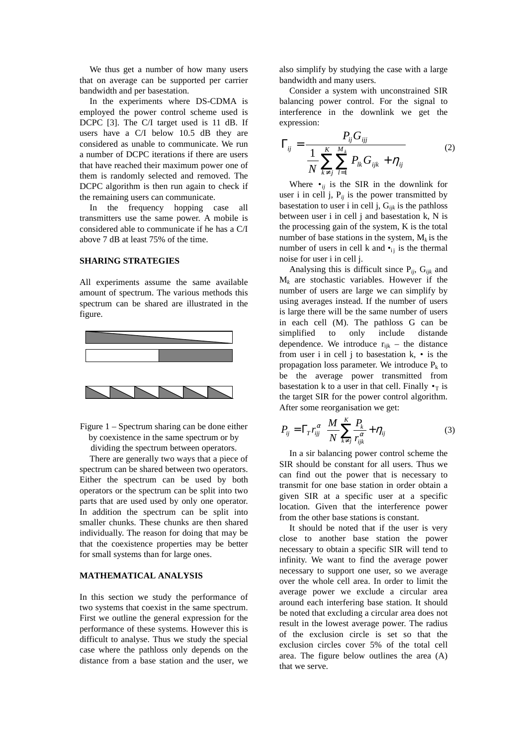We thus get a number of how many users that on average can be supported per carrier bandwidth and per basestation.

In the experiments where DS-CDMA is employed the power control scheme used is DCPC [3]. The C/I target used is 11 dB. If users have a C/I below 10.5 dB they are considered as unable to communicate. We run a number of DCPC iterations if there are users that have reached their maximum power one of them is randomly selected and removed. The DCPC algorithm is then run again to check if the remaining users can communicate.

In the frequency hopping case all transmitters use the same power. A mobile is considered able to communicate if he has a C/I above 7 dB at least 75% of the time.

## SHARING STRATEGIES

All experiments assume the same available amount of spectrum. The various methods this spectrum can be shared are illustrated in the figure.

Figure 1 – Spectrum sharing can be done either by coexistence in the same spectrum or by dividing the spectrum between operators.

There are generally two ways that a piece of spectrum can be shared between two operators. Either the spectrum can be used by both operators or the spectrum can be split into two parts that are used used by only one operator. In addition the spectrum can be split into smaller chunks. These chunks are then shared individually. The reason for doing that may be that the coexistence properties may be better for small systems than for large ones.

## MATHEMATICAL ANALYSIS

In this section we study the performance of two systems that coexist in the same spectrum. First we outline the general expression for the performance of these systems. However this is difficult to analyse. Thus we study the special case where the pathloss only depends on the distance from a base station and the user, we also simplify by studying the case with a large bandwidth and many users.

Consider a system with unconstrained SIR balancing power control. For the signal to interference in the downlink we get the expression:

$$\Gamma_{ij} = \frac{P_{ij} G_{ijj}}{\frac{1}{N} \sum_{k \neq j}^{K} \sum_{l=1}^{M_k} P_{lk} G_{ijk} + \eta_{ij}} \tag{2}$$

Where $\Gamma_{ij}$ is the SIR in the downlink for user i in cell j, $P_{ij}$ is the power transmitted by basestation to user i in cell j, $G_{ijk}$ is the pathloss between user i in cell j and basestation k, N is the processing gain of the system, K is the total number of base stations in the system, $M_k$ is the number of users in cell k and $\eta_{ij}$ is the thermal noise for user i in cell j.

Analysing this is difficult since $P_{ij}$, $G_{ijk}$ and $M_k$ are stochastic variables. However if the number of users are large we can simplify by using averages instead. If the number of users is large there will be the same number of users in each cell (M). The pathloss G can be simplified to only include distande dependence. We introduce $r_{ijk}$ – the distance from user i in cell j to basestation k, $\alpha$ is the propagation loss parameter. We introduce $P_k$ to be the average power transmitted from basestation k to a user in that cell. Finally $\Gamma_T$ is the target SIR for the power control algorithm. After some reorganisation we get:

$$P_{ij} = \Gamma_T r_{ijj}^{\alpha} \left( \frac{M}{N} \sum_{k \neq j}^{K} \frac{P_k}{r_{ijk}^{\alpha}} + \eta_{ij} \right) \tag{3}$$

In a sir balancing power control scheme the SIR should be constant for all users. Thus we can find out the power that is necessary to transmit for one base station in order obtain a given SIR at a specific user at a specific location. Given that the interference power from the other base stations is constant.

It should be noted that if the user is very close to another base station the power necessary to obtain a specific SIR will tend to infinity. We want to find the average power necessary to support one user, so we average over the whole cell area. In order to limit the average power we exclude a circular area around each interfering base station. It should be noted that excluding a circular area does not result in the lowest average power. The radius of the exclusion circle is set so that the exclusion circles cover 5% of the total cell area. The figure below outlines the area (A) that we serve.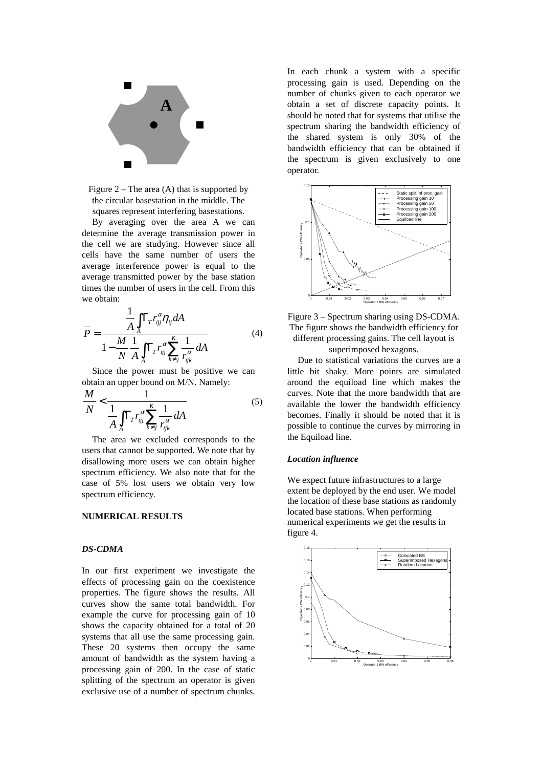Figure 2 – The area (A) that is supported by the circular basestation in the middle. The squares represent interfering basestations.

By averaging over the area A we can determine the average transmission power in the cell we are studying. However since all cells have the same number of users the average interference power is equal to the average transmitted power by the base station times the number of users in the cell. From this we obtain:

$$\overline{P} = \frac{\frac{1}{A}\int_A \Gamma_T r_{ijj}^{\alpha} \eta_{ij} dA}{1 - \frac{M}{N}\frac{1}{A}\int_A \Gamma_T r_{ijj}^{\alpha} \sum_{k \neq j}^{K} \frac{1}{r_{ijk}^{\alpha}} dA} \quad (4)$$

Since the power must be positive we can obtain an upper bound on M/N. Namely:

$$\frac{M}{N} < \frac{1}{\frac{1}{A}\int_A \Gamma_T r_{ijj}^{\alpha} \sum_{k \neq j}^{K} \frac{1}{r_{ijk}^{\alpha}} dA} \quad (5)$$

The area we excluded corresponds to the users that cannot be supported. We note that by disallowing more users we can obtain higher spectrum efficiency. We also note that for the case of 5% lost users we obtain very low spectrum efficiency.

## NUMERICAL RESULTS

### *DS-CDMA*

In our first experiment we investigate the effects of processing gain on the coexistence properties. The figure shows the results. All curves show the same total bandwidth. For example the curve for processing gain of 10 shows the capacity obtained for a total of 20 systems that all use the same processing gain. These 20 systems then occupy the same amount of bandwidth as the system having a processing gain of 200. In the case of static splitting of the spectrum an operator is given exclusive use of a number of spectrum chunks. In each chunk a system with a specific processing gain is used. Depending on the number of chunks given to each operator we obtain a set of discrete capacity points. It should be noted that for systems that utilise the spectrum sharing the bandwidth efficiency of the shared system is only 30% of the bandwidth efficiency that can be obtained if the spectrum is given exclusively to one operator.

Figure 3 – Spectrum sharing using DS-CDMA. The figure shows the bandwidth efficiency for different processing gains. The cell layout is superimposed hexagons.

Due to statistical variations the curves are a little bit shaky. More points are simulated around the equiload line which makes the curves. Note that the more bandwidth that are available the lower the bandwidth efficiency becomes. Finally it should be noted that it is possible to continue the curves by mirroring in the Equiload line.

### *Location influence*

We expect future infrastructures to a large extent be deployed by the end user. We model the location of these base stations as randomly located base stations. When performing numerical experiments we get the results in figure 4.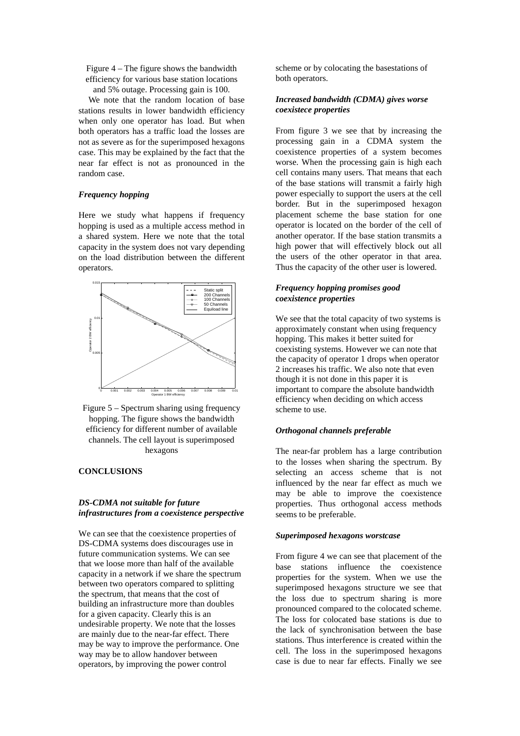Figure 4 – The figure shows the bandwidth efficiency for various base station locations and 5% outage. Processing gain is 100.

We note that the random location of base stations results in lower bandwidth efficiency when only one operator has load. But when both operators has a traffic load the losses are not as severe as for the superimposed hexagons case. This may be explained by the fact that the near far effect is not as pronounced in the random case.

### *Frequency hopping*

Here we study what happens if frequency hopping is used as a multiple access method in a shared system. Here we note that the total capacity in the system does not vary depending on the load distribution between the different operators.

Figure 5 – Spectrum sharing using frequency hopping. The figure shows the bandwidth efficiency for different number of available channels. The cell layout is superimposed hexagons

## CONCLUSIONS

### *DS-CDMA not suitable for future infrastructures from a coexistence perspective*

We can see that the coexistence properties of DS-CDMA systems does discourages use in future communication systems. We can see that we loose more than half of the available capacity in a network if we share the spectrum between two operators compared to splitting the spectrum, that means that the cost of building an infrastructure more than doubles for a given capacity. Clearly this is an undesirable property. We note that the losses are mainly due to the near-far effect. There may be way to improve the performance. One way may be to allow handover between operators, by improving the power control scheme or by colocating the basestations of both operators.

### *Increased bandwidth (CDMA) gives worse coexistece properties*

From figure 3 we see that by increasing the processing gain in a CDMA system the coexistence properties of a system becomes worse. When the processing gain is high each cell contains many users. That means that each of the base stations will transmit a fairly high power especially to support the users at the cell border. But in the superimposed hexagon placement scheme the base station for one operator is located on the border of the cell of another operator. If the base station transmits a high power that will effectively block out all the users of the other operator in that area. Thus the capacity of the other user is lowered.

### *Frequency hopping promises good coexistence properties*

We see that the total capacity of two systems is approximately constant when using frequency hopping. This makes it better suited for coexisting systems. However we can note that the capacity of operator 1 drops when operator 2 increases his traffic. We also note that even though it is not done in this paper it is important to compare the absolute bandwidth efficiency when deciding on which access scheme to use.

### *Orthogonal channels preferable*

The near-far problem has a large contribution to the losses when sharing the spectrum. By selecting an access scheme that is not influenced by the near far effect as much we may be able to improve the coexistence properties. Thus orthogonal access methods seems to be preferable.

### *Superimposed hexagons worstcase*

From figure 4 we can see that placement of the base stations influence the coexistence properties for the system. When we use the superimposed hexagons structure we see that the loss due to spectrum sharing is more pronounced compared to the colocated scheme. The loss for colocated base stations is due to the lack of synchronisation between the base stations. Thus interference is created within the cell. The loss in the superimposed hexagons case is due to near far effects. Finally we see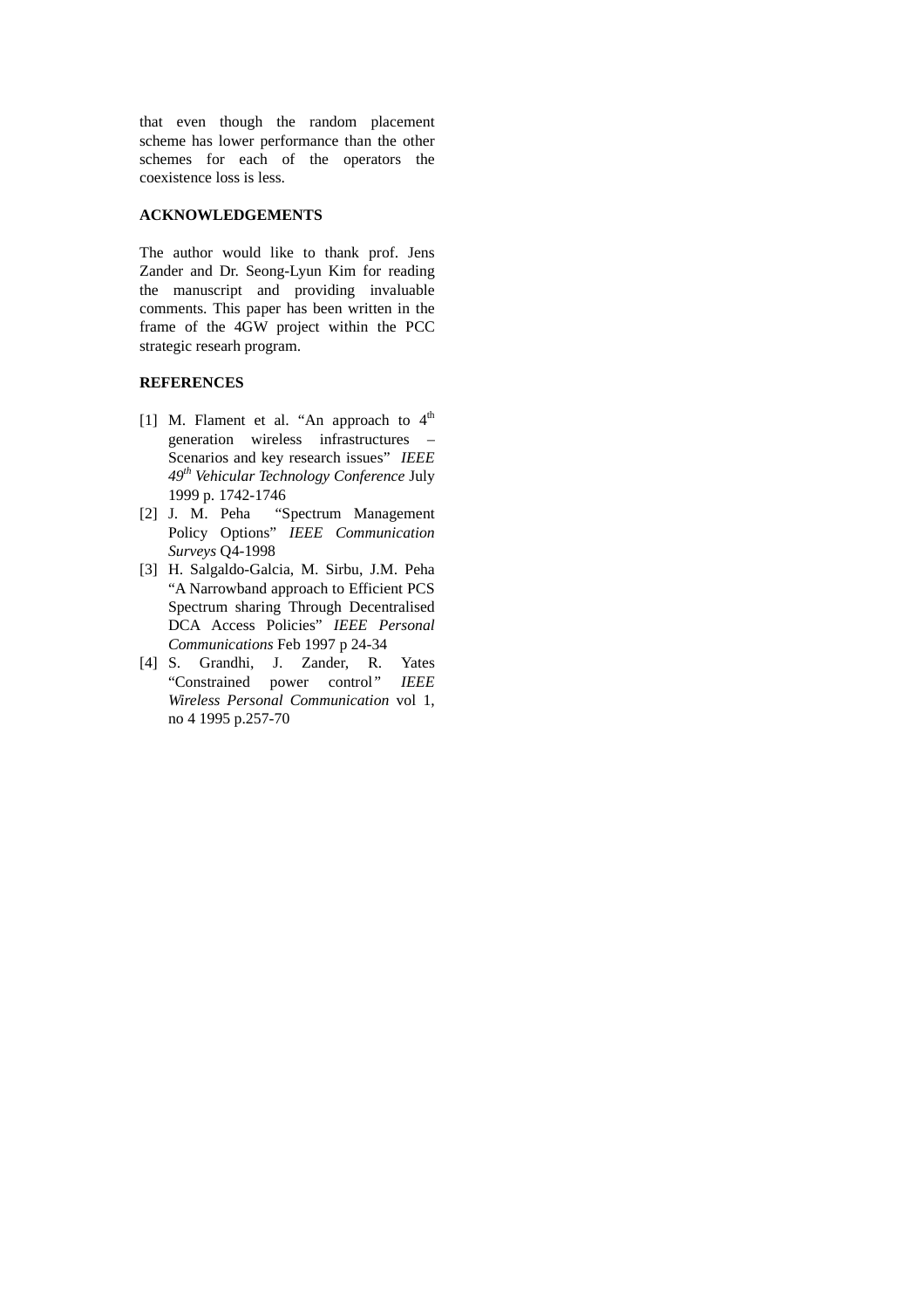that even though the random placement scheme has lower performance than the other schemes for each of the operators the coexistence loss is less.

## ACKNOWLEDGEMENTS

The author would like to thank prof. Jens Zander and Dr. Seong-Lyun Kim for reading the manuscript and providing invaluable comments. This paper has been written in the frame of the 4GW project within the PCC strategic researh program.

## REFERENCES

[1] M. Flament et al. "An approach to 4th generation wireless infrastructures – Scenarios and key research issues" *IEEE 49th Vehicular Technology Conference* July 1999 p. 1742-1746

[2] J. M. Peha "Spectrum Management Policy Options" *IEEE Communication Surveys* Q4-1998

[3] H. Salgaldo-Galcia, M. Sirbu, J.M. Peha "A Narrowband approach to Efficient PCS Spectrum sharing Through Decentralised DCA Access Policies" *IEEE Personal Communications* Feb 1997 p 24-34

[4] S. Grandhi, J. Zander, R. Yates "Constrained power control" *IEEE Wireless Personal Communication* vol 1, no 4 1995 p.257-70